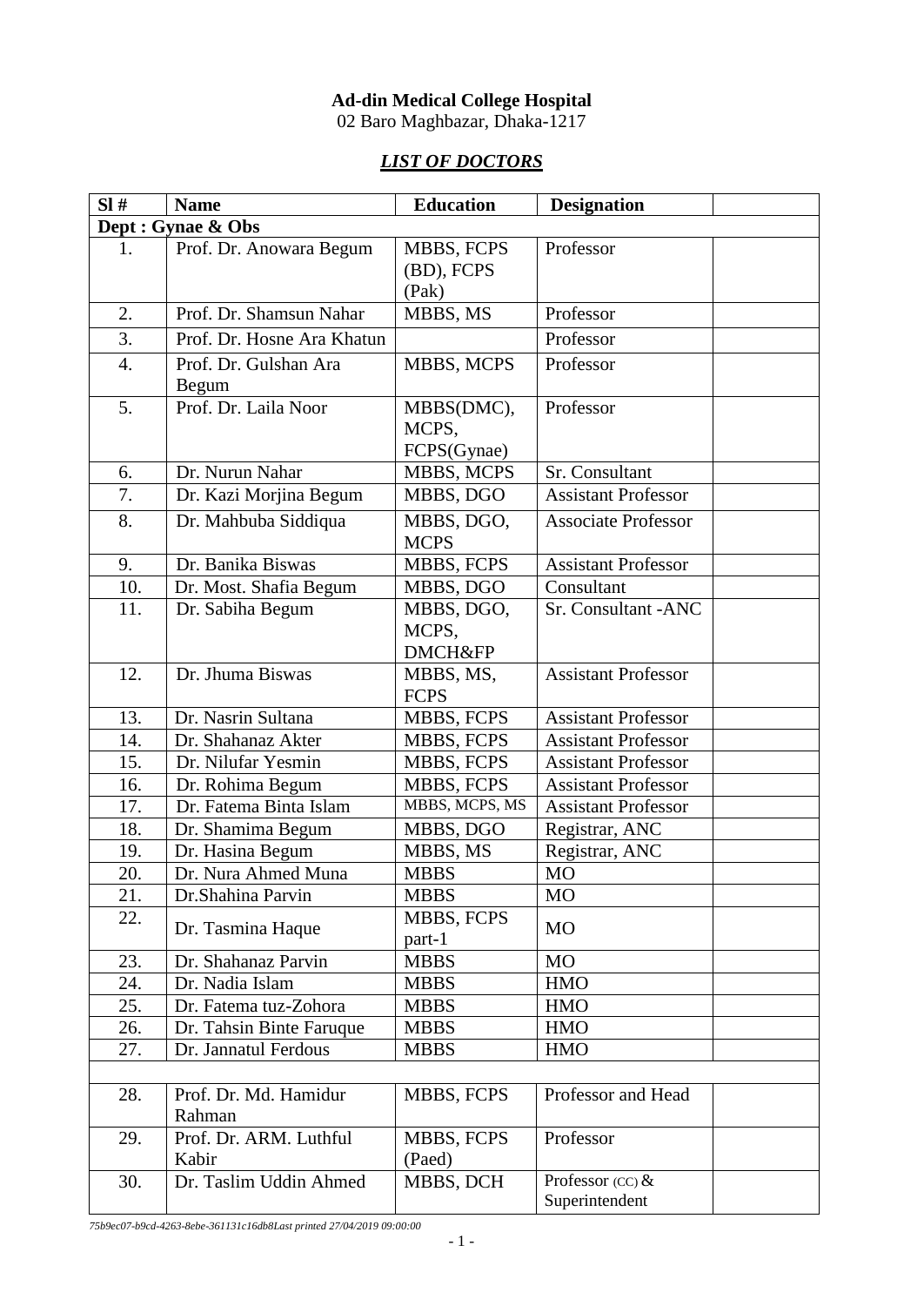**Ad-din Medical College Hospital**
02 Baro Maghbazar, Dhaka-1217

## ***LIST OF DOCTORS***

| Sl # | Name | Education | Designation | |
|---|---|---|---|---|
| **Dept : Gynae & Obs** | | | | |
| 1. | Prof. Dr. Anowara Begum | MBBS, FCPS (BD), FCPS (Pak) | Professor | |
| 2. | Prof. Dr. Shamsun Nahar | MBBS, MS | Professor | |
| 3. | Prof. Dr. Hosne Ara Khatun | | Professor | |
| 4. | Prof. Dr. Gulshan Ara Begum | MBBS, MCPS | Professor | |
| 5. | Prof. Dr. Laila Noor | MBBS(DMC), MCPS, FCPS(Gynae) | Professor | |
| 6. | Dr. Nurun Nahar | MBBS, MCPS | Sr. Consultant | |
| 7. | Dr. Kazi Morjina Begum | MBBS, DGO | Assistant Professor | |
| 8. | Dr. Mahbuba Siddiqua | MBBS, DGO, MCPS | Associate Professor | |
| 9. | Dr. Banika Biswas | MBBS, FCPS | Assistant Professor | |
| 10. | Dr. Most. Shafia Begum | MBBS, DGO | Consultant | |
| 11. | Dr. Sabiha Begum | MBBS, DGO, MCPS, DMCH&FP | Sr. Consultant -ANC | |
| 12. | Dr. Jhuma Biswas | MBBS, MS, FCPS | Assistant Professor | |
| 13. | Dr. Nasrin Sultana | MBBS, FCPS | Assistant Professor | |
| 14. | Dr. Shahanaz Akter | MBBS, FCPS | Assistant Professor | |
| 15. | Dr. Nilufar Yesmin | MBBS, FCPS | Assistant Professor | |
| 16. | Dr. Rohima Begum | MBBS, FCPS | Assistant Professor | |
| 17. | Dr. Fatema Binta Islam | MBBS, MCPS, MS | Assistant Professor | |
| 18. | Dr. Shamima Begum | MBBS, DGO | Registrar, ANC | |
| 19. | Dr. Hasina Begum | MBBS, MS | Registrar, ANC | |
| 20. | Dr. Nura Ahmed Muna | MBBS | MO | |
| 21. | Dr.Shahina Parvin | MBBS | MO | |
| 22. | Dr. Tasmina Haque | MBBS, FCPS part-1 | MO | |
| 23. | Dr. Shahanaz Parvin | MBBS | MO | |
| 24. | Dr. Nadia Islam | MBBS | HMO | |
| 25. | Dr. Fatema tuz-Zohora | MBBS | HMO | |
| 26. | Dr. Tahsin Binte Faruque | MBBS | HMO | |
| 27. | Dr. Jannatul Ferdous | MBBS | HMO | |
| | | | | |
| 28. | Prof. Dr. Md. Hamidur Rahman | MBBS, FCPS | Professor and Head | |
| 29. | Prof. Dr. ARM. Luthful Kabir | MBBS, FCPS (Paed) | Professor | |
| 30. | Dr. Taslim Uddin Ahmed | MBBS, DCH | Professor (CC) & Superintendent | |

*75b9ec07-b9cd-4263-8ebe-361131c16db8Last printed 27/04/2019 09:00:00*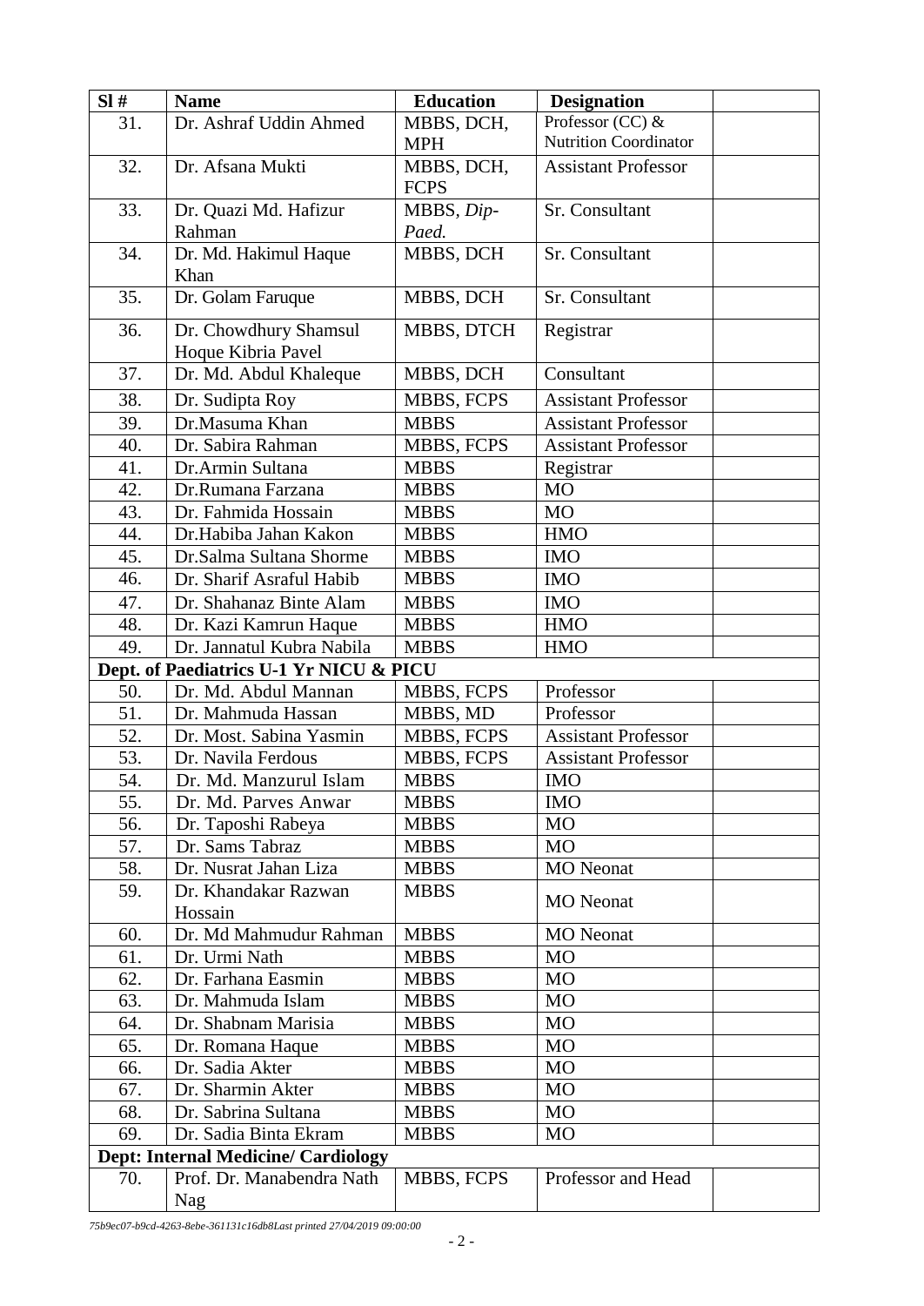| Sl # | Name | Education | Designation | |
|---|---|---|---|---|
| 31. | Dr. Ashraf Uddin Ahmed | MBBS, DCH, MPH | Professor (CC) & Nutrition Coordinator | |
| 32. | Dr. Afsana Mukti | MBBS, DCH, FCPS | Assistant Professor | |
| 33. | Dr. Quazi Md. Hafizur Rahman | MBBS, *Dip-Paed.* | Sr. Consultant | |
| 34. | Dr. Md. Hakimul Haque Khan | MBBS, DCH | Sr. Consultant | |
| 35. | Dr. Golam Faruque | MBBS, DCH | Sr. Consultant | |
| 36. | Dr. Chowdhury Shamsul Hoque Kibria Pavel | MBBS, DTCH | Registrar | |
| 37. | Dr. Md. Abdul Khaleque | MBBS, DCH | Consultant | |
| 38. | Dr. Sudipta Roy | MBBS, FCPS | Assistant Professor | |
| 39. | Dr.Masuma Khan | MBBS | Assistant Professor | |
| 40. | Dr. Sabira Rahman | MBBS, FCPS | Assistant Professor | |
| 41. | Dr.Armin Sultana | MBBS | Registrar | |
| 42. | Dr.Rumana Farzana | MBBS | MO | |
| 43. | Dr. Fahmida Hossain | MBBS | MO | |
| 44. | Dr.Habiba Jahan Kakon | MBBS | HMO | |
| 45. | Dr.Salma Sultana Shorme | MBBS | IMO | |
| 46. | Dr. Sharif Asraful Habib | MBBS | IMO | |
| 47. | Dr. Shahanaz Binte Alam | MBBS | IMO | |
| 48. | Dr. Kazi Kamrun Haque | MBBS | HMO | |
| 49. | Dr. Jannatul Kubra Nabila | MBBS | HMO | |
| **Dept. of Paediatrics U-1 Yr NICU & PICU** | | | | |
| 50. | Dr. Md. Abdul Mannan | MBBS, FCPS | Professor | |
| 51. | Dr. Mahmuda Hassan | MBBS, MD | Professor | |
| 52. | Dr. Most. Sabina Yasmin | MBBS, FCPS | Assistant Professor | |
| 53. | Dr. Navila Ferdous | MBBS, FCPS | Assistant Professor | |
| 54. | Dr. Md. Manzurul Islam | MBBS | IMO | |
| 55. | Dr. Md. Parves Anwar | MBBS | IMO | |
| 56. | Dr. Taposhi Rabeya | MBBS | MO | |
| 57. | Dr. Sams Tabraz | MBBS | MO | |
| 58. | Dr. Nusrat Jahan Liza | MBBS | MO Neonat | |
| 59. | Dr. Khandakar Razwan Hossain | MBBS | MO Neonat | |
| 60. | Dr. Md Mahmudur Rahman | MBBS | MO Neonat | |
| 61. | Dr. Urmi Nath | MBBS | MO | |
| 62. | Dr. Farhana Easmin | MBBS | MO | |
| 63. | Dr. Mahmuda Islam | MBBS | MO | |
| 64. | Dr. Shabnam Marisia | MBBS | MO | |
| 65. | Dr. Romana Haque | MBBS | MO | |
| 66. | Dr. Sadia Akter | MBBS | MO | |
| 67. | Dr. Sharmin Akter | MBBS | MO | |
| 68. | Dr. Sabrina Sultana | MBBS | MO | |
| 69. | Dr. Sadia Binta Ekram | MBBS | MO | |
| **Dept: Internal Medicine/ Cardiology** | | | | |
| 70. | Prof. Dr. Manabendra Nath Nag | MBBS, FCPS | Professor and Head | |

*75b9ec07-b9cd-4263-8ebe-361131c16db8Last printed 27/04/2019 09:00:00*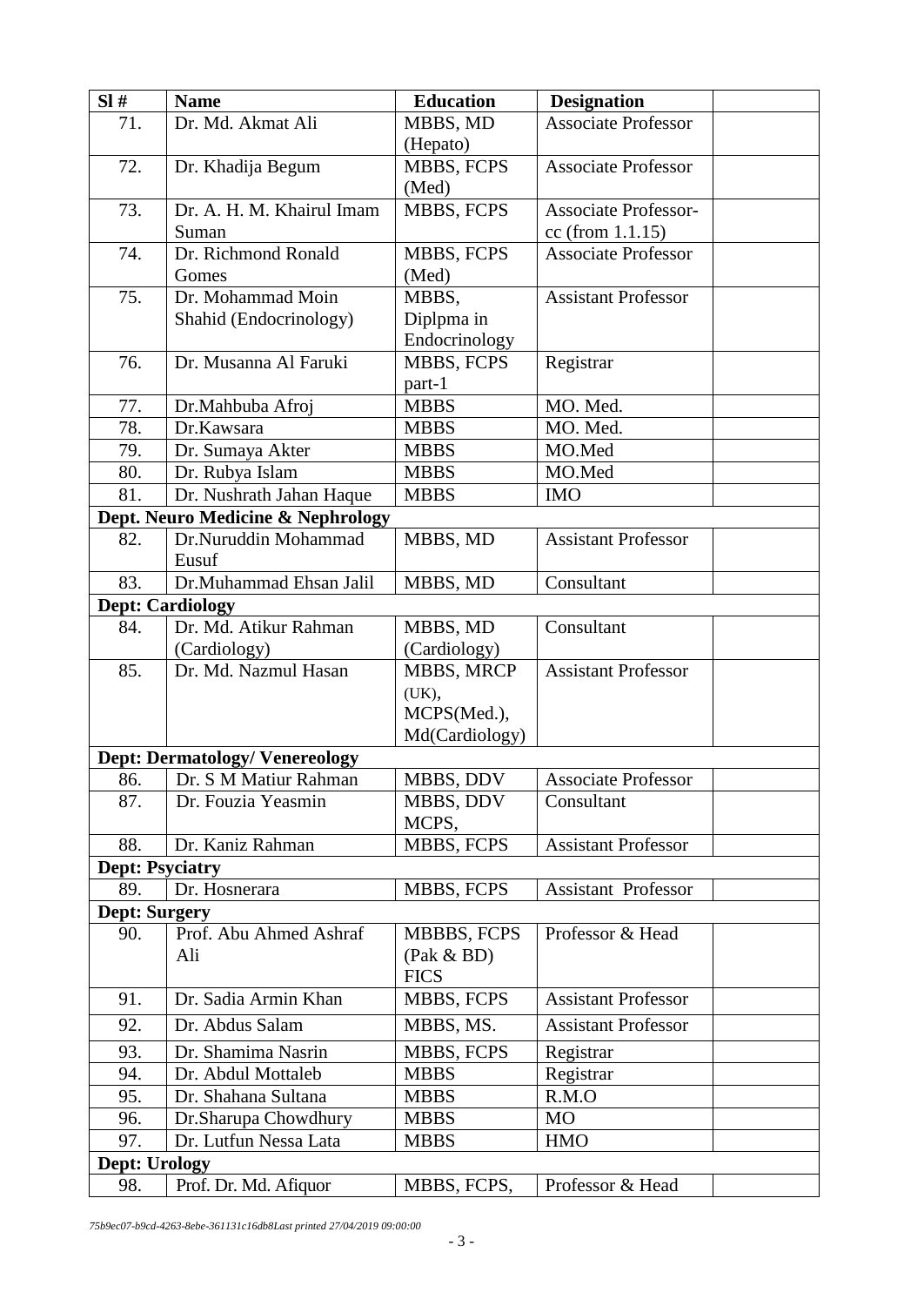| Sl # | Name | Education | Designation | |
|---|---|---|---|---|
| 71. | Dr. Md. Akmat Ali | MBBS, MD (Hepato) | Associate Professor | |
| 72. | Dr. Khadija Begum | MBBS, FCPS (Med) | Associate Professor | |
| 73. | Dr. A. H. M. Khairul Imam Suman | MBBS, FCPS | Associate Professor-cc (from 1.1.15) | |
| 74. | Dr. Richmond Ronald Gomes | MBBS, FCPS (Med) | Associate Professor | |
| 75. | Dr. Mohammad Moin Shahid (Endocrinology) | MBBS, Diplpma in Endocrinology | Assistant Professor | |
| 76. | Dr. Musanna Al Faruki | MBBS, FCPS part-1 | Registrar | |
| 77. | Dr.Mahbuba Afroj | MBBS | MO. Med. | |
| 78. | Dr.Kawsara | MBBS | MO. Med. | |
| 79. | Dr. Sumaya Akter | MBBS | MO.Med | |
| 80. | Dr. Rubya Islam | MBBS | MO.Med | |
| 81. | Dr. Nushrath Jahan Haque | MBBS | IMO | |
| **Dept. Neuro Medicine & Nephrology** | | | | |
| 82. | Dr.Nuruddin Mohammad Eusuf | MBBS, MD | Assistant Professor | |
| 83. | Dr.Muhammad Ehsan Jalil | MBBS, MD | Consultant | |
| **Dept: Cardiology** | | | | |
| 84. | Dr. Md. Atikur Rahman (Cardiology) | MBBS, MD (Cardiology) | Consultant | |
| 85. | Dr. Md. Nazmul Hasan | MBBS, MRCP (UK), MCPS(Med.), Md(Cardiology) | Assistant Professor | |
| **Dept: Dermatology/ Venereology** | | | | |
| 86. | Dr. S M Matiur Rahman | MBBS, DDV | Associate Professor | |
| 87. | Dr. Fouzia Yeasmin | MBBS, DDV MCPS, | Consultant | |
| 88. | Dr. Kaniz Rahman | MBBS, FCPS | Assistant Professor | |
| **Dept: Psyciatry** | | | | |
| 89. | Dr. Hosnerara | MBBS, FCPS | Assistant Professor | |
| **Dept: Surgery** | | | | |
| 90. | Prof. Abu Ahmed Ashraf Ali | MBBBS, FCPS (Pak & BD) FICS | Professor & Head | |
| 91. | Dr. Sadia Armin Khan | MBBS, FCPS | Assistant Professor | |
| 92. | Dr. Abdus Salam | MBBS, MS. | Assistant Professor | |
| 93. | Dr. Shamima Nasrin | MBBS, FCPS | Registrar | |
| 94. | Dr. Abdul Mottaleb | MBBS | Registrar | |
| 95. | Dr. Shahana Sultana | MBBS | R.M.O | |
| 96. | Dr.Sharupa Chowdhury | MBBS | MO | |
| 97. | Dr. Lutfun Nessa Lata | MBBS | HMO | |
| **Dept: Urology** | | | | |
| 98. | Prof. Dr. Md. Afiquor | MBBS, FCPS, | Professor & Head | |

*75b9ec07-b9cd-4263-8ebe-361131c16db8Last printed 27/04/2019 09:00:00*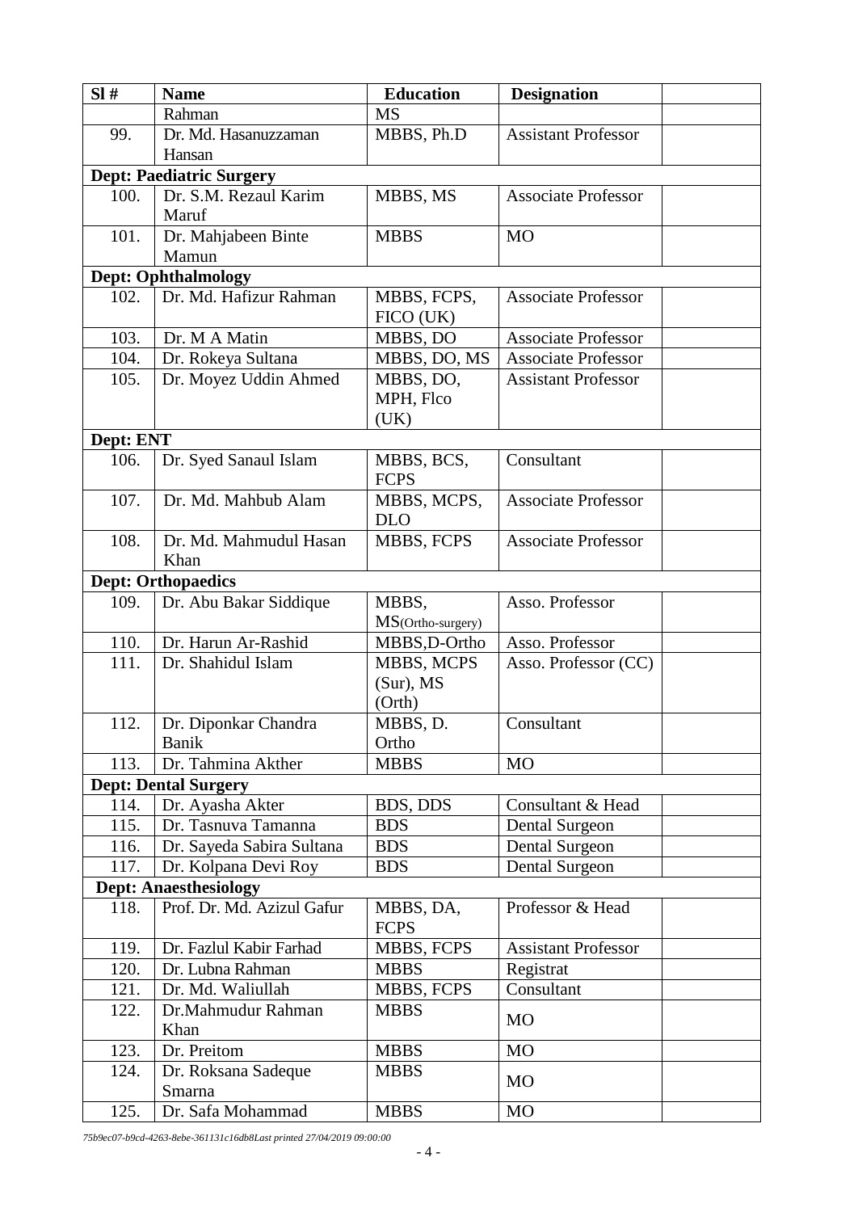| Sl # | Name | Education | Designation | |
|---|---|---|---|---|
| | Rahman | MS | | |
| 99. | Dr. Md. Hasanuzzaman Hansan | MBBS, Ph.D | Assistant Professor | |
| **Dept: Paediatric Surgery** | | | | |
| 100. | Dr. S.M. Rezaul Karim Maruf | MBBS, MS | Associate Professor | |
| 101. | Dr. Mahjabeen Binte Mamun | MBBS | MO | |
| **Dept: Ophthalmology** | | | | |
| 102. | Dr. Md. Hafizur Rahman | MBBS, FCPS, FICO (UK) | Associate Professor | |
| 103. | Dr. M A Matin | MBBS, DO | Associate Professor | |
| 104. | Dr. Rokeya Sultana | MBBS, DO, MS | Associate Professor | |
| 105. | Dr. Moyez Uddin Ahmed | MBBS, DO, MPH, Flco (UK) | Assistant Professor | |
| **Dept: ENT** | | | | |
| 106. | Dr. Syed Sanaul Islam | MBBS, BCS, FCPS | Consultant | |
| 107. | Dr. Md. Mahbub Alam | MBBS, MCPS, DLO | Associate Professor | |
| 108. | Dr. Md. Mahmudul Hasan Khan | MBBS, FCPS | Associate Professor | |
| **Dept: Orthopaedics** | | | | |
| 109. | Dr. Abu Bakar Siddique | MBBS, MS(Ortho-surgery) | Asso. Professor | |
| 110. | Dr. Harun Ar-Rashid | MBBS,D-Ortho | Asso. Professor | |
| 111. | Dr. Shahidul Islam | MBBS, MCPS (Sur), MS (Orth) | Asso. Professor (CC) | |
| 112. | Dr. Diponkar Chandra Banik | MBBS, D. Ortho | Consultant | |
| 113. | Dr. Tahmina Akther | MBBS | MO | |
| **Dept: Dental Surgery** | | | | |
| 114. | Dr. Ayasha Akter | BDS, DDS | Consultant & Head | |
| 115. | Dr. Tasnuva Tamanna | BDS | Dental Surgeon | |
| 116. | Dr. Sayeda Sabira Sultana | BDS | Dental Surgeon | |
| 117. | Dr. Kolpana Devi Roy | BDS | Dental Surgeon | |
| **Dept: Anaesthesiology** | | | | |
| 118. | Prof. Dr. Md. Azizul Gafur | MBBS, DA, FCPS | Professor & Head | |
| 119. | Dr. Fazlul Kabir Farhad | MBBS, FCPS | Assistant Professor | |
| 120. | Dr. Lubna Rahman | MBBS | Registrat | |
| 121. | Dr. Md. Waliullah | MBBS, FCPS | Consultant | |
| 122. | Dr.Mahmudur Rahman Khan | MBBS | MO | |
| 123. | Dr. Preitom | MBBS | MO | |
| 124. | Dr. Roksana Sadeque Smarna | MBBS | MO | |
| 125. | Dr. Safa Mohammad | MBBS | MO | |

*75b9ec07-b9cd-4263-8ebe-361131c16db8Last printed 27/04/2019 09:00:00*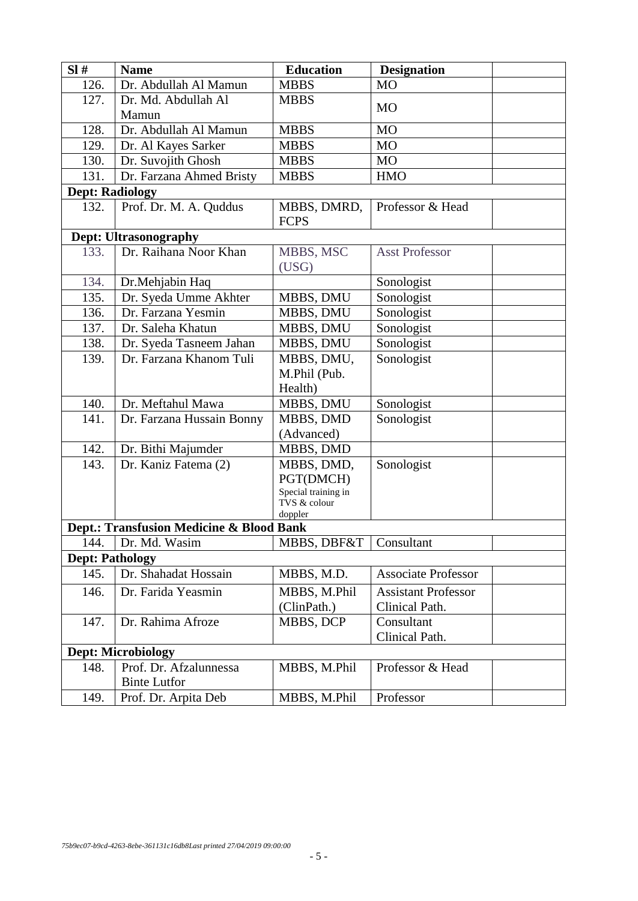| Sl # | Name | Education | Designation | |
|---|---|---|---|---|
| 126. | Dr. Abdullah Al Mamun | MBBS | MO | |
| 127. | Dr. Md. Abdullah Al Mamun | MBBS | MO | |
| 128. | Dr. Abdullah Al Mamun | MBBS | MO | |
| 129. | Dr. Al Kayes Sarker | MBBS | MO | |
| 130. | Dr. Suvojith Ghosh | MBBS | MO | |
| 131. | Dr. Farzana Ahmed Bristy | MBBS | HMO | |
| **Dept: Radiology** | | | | |
| 132. | Prof. Dr. M. A. Quddus | MBBS, DMRD, FCPS | Professor & Head | |
| **Dept: Ultrasonography** | | | | |
| 133. | Dr. Raihana Noor Khan | MBBS, MSC (USG) | Asst Professor | |
| 134. | Dr.Mehjabin Haq | | Sonologist | |
| 135. | Dr. Syeda Umme Akhter | MBBS, DMU | Sonologist | |
| 136. | Dr. Farzana Yesmin | MBBS, DMU | Sonologist | |
| 137. | Dr. Saleha Khatun | MBBS, DMU | Sonologist | |
| 138. | Dr. Syeda Tasneem Jahan | MBBS, DMU | Sonologist | |
| 139. | Dr. Farzana Khanom Tuli | MBBS, DMU, M.Phil (Pub. Health) | Sonologist | |
| 140. | Dr. Meftahul Mawa | MBBS, DMU | Sonologist | |
| 141. | Dr. Farzana Hussain Bonny | MBBS, DMD (Advanced) | Sonologist | |
| 142. | Dr. Bithi Majumder | MBBS, DMD | | |
| 143. | Dr. Kaniz Fatema (2) | MBBS, DMD, PGT(DMCH) Special training in TVS & colour doppler | Sonologist | |
| **Dept.: Transfusion Medicine & Blood Bank** | | | | |
| 144. | Dr. Md. Wasim | MBBS, DBF&T | Consultant | |
| **Dept: Pathology** | | | | |
| 145. | Dr. Shahadat Hossain | MBBS, M.D. | Associate Professor | |
| 146. | Dr. Farida Yeasmin | MBBS, M.Phil (ClinPath.) | Assistant Professor Clinical Path. | |
| 147. | Dr. Rahima Afroze | MBBS, DCP | Consultant Clinical Path. | |
| **Dept: Microbiology** | | | | |
| 148. | Prof. Dr. Afzalunnessa Binte Lutfor | MBBS, M.Phil | Professor & Head | |
| 149. | Prof. Dr. Arpita Deb | MBBS, M.Phil | Professor | |

*75b9ec07-b9cd-4263-8ebe-361131c16db8Last printed 27/04/2019 09:00:00*